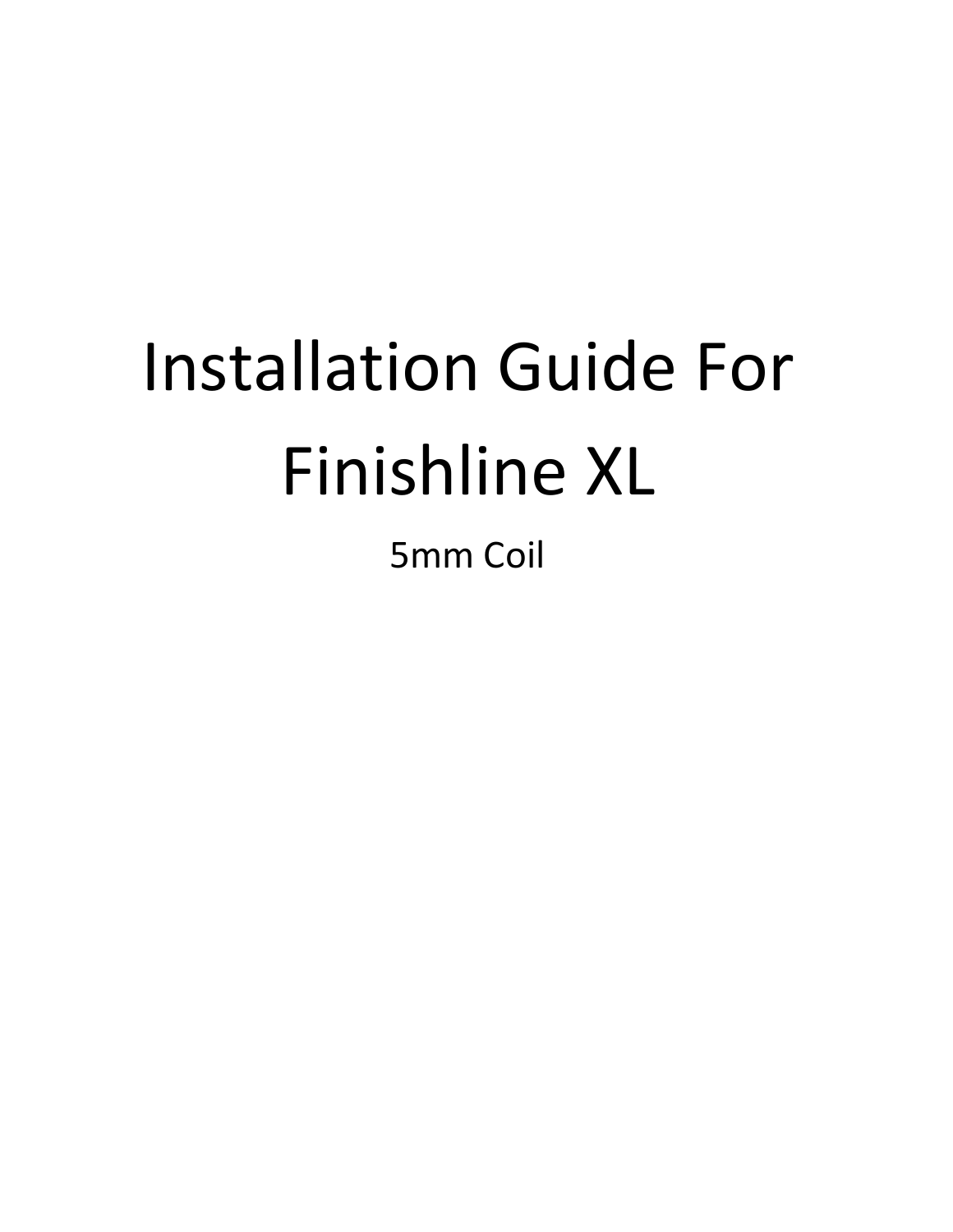# Installation Guide For Finishline XL

5mm Coil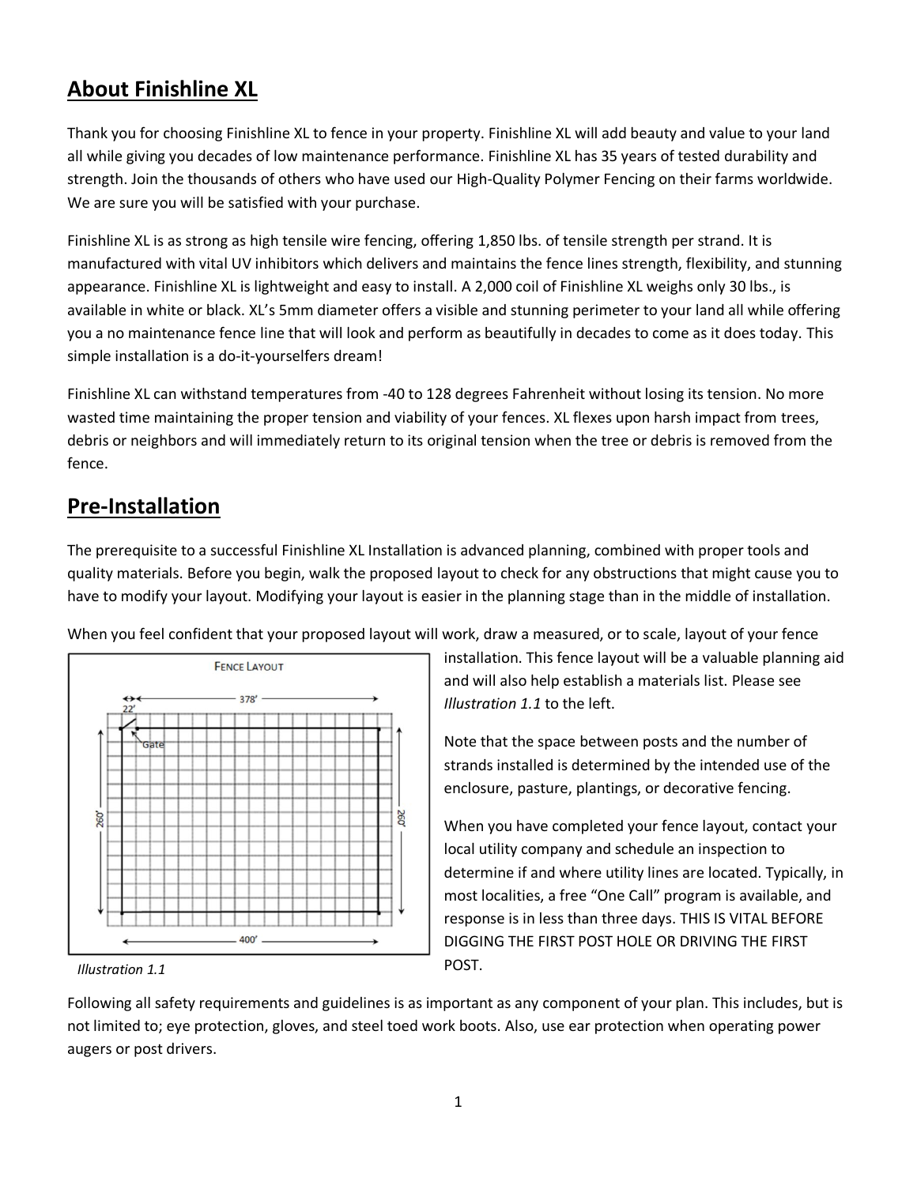## About Finishline XL

Thank you for choosing Finishline XL to fence in your property. Finishline XL will add beauty and value to your land all while giving you decades of low maintenance performance. Finishline XL has 35 years of tested durability and strength. Join the thousands of others who have used our High-Quality Polymer Fencing on their farms worldwide. We are sure you will be satisfied with your purchase.

Finishline XL is as strong as high tensile wire fencing, offering 1,850 lbs. of tensile strength per strand. It is manufactured with vital UV inhibitors which delivers and maintains the fence lines strength, flexibility, and stunning appearance. Finishline XL is lightweight and easy to install. A 2,000 coil of Finishline XL weighs only 30 lbs., is available in white or black. XL's 5mm diameter offers a visible and stunning perimeter to your land all while offering you a no maintenance fence line that will look and perform as beautifully in decades to come as it does today. This simple installation is a do-it-yourselfers dream!

Finishline XL can withstand temperatures from -40 to 128 degrees Fahrenheit without losing its tension. No more wasted time maintaining the proper tension and viability of your fences. XL flexes upon harsh impact from trees, debris or neighbors and will immediately return to its original tension when the tree or debris is removed from the fence.

## Pre-Installation

The prerequisite to a successful Finishline XL Installation is advanced planning, combined with proper tools and quality materials. Before you begin, walk the proposed layout to check for any obstructions that might cause you to have to modify your layout. Modifying your layout is easier in the planning stage than in the middle of installation.

When you feel confident that your proposed layout will work, draw a measured, or to scale, layout of your fence installation. This fence layout will be a valuable planning aid and will also help establish a materials list. Please see *Illustration 1.1* to the left.

FENCE LAYOUT

22' | 378' | Gate | 260' | 260' | 400'

*Illustration 1.1*

Note that the space between posts and the number of strands installed is determined by the intended use of the enclosure, pasture, plantings, or decorative fencing.

When you have completed your fence layout, contact your local utility company and schedule an inspection to determine if and where utility lines are located. Typically, in most localities, a free "One Call" program is available, and response is in less than three days. THIS IS VITAL BEFORE DIGGING THE FIRST POST HOLE OR DRIVING THE FIRST POST.

Following all safety requirements and guidelines is as important as any component of your plan. This includes, but is not limited to; eye protection, gloves, and steel toed work boots. Also, use ear protection when operating power augers or post drivers.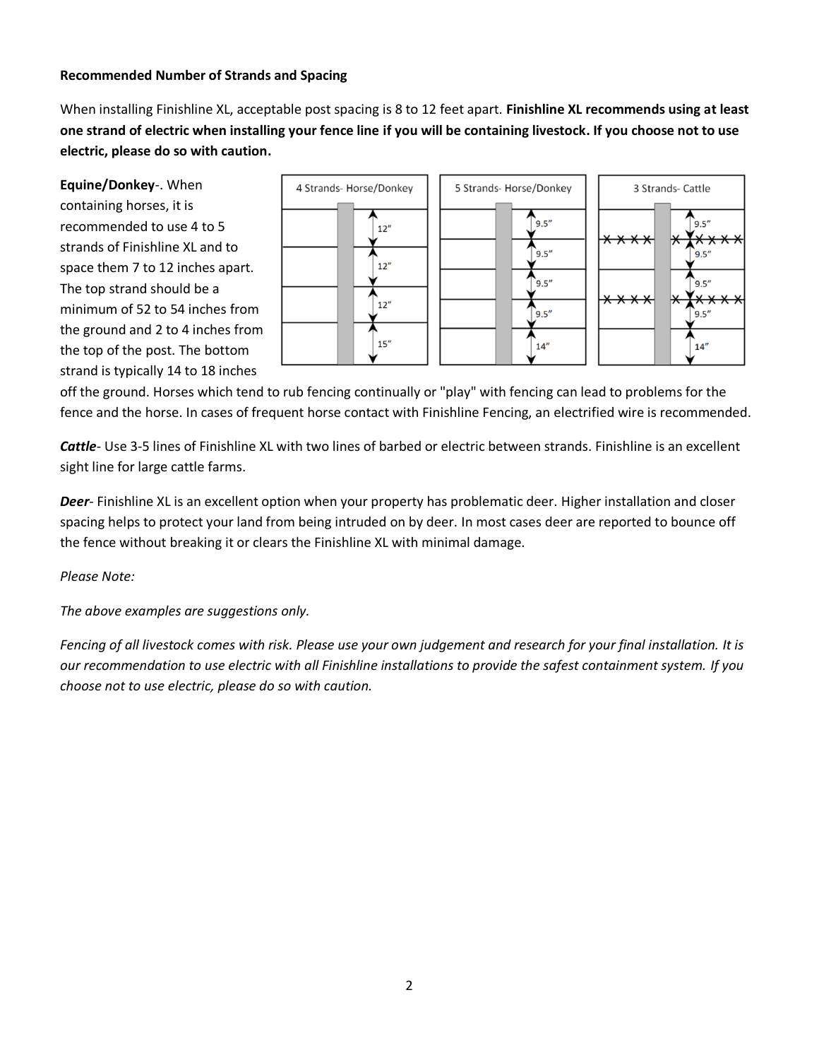**Recommended Number of Strands and Spacing**

When installing Finishline XL, acceptable post spacing is 8 to 12 feet apart. **Finishline XL recommends using at least one strand of electric when installing your fence line if you will be containing livestock. If you choose not to use electric, please do so with caution.**

**Equine/Donkey**-. When containing horses, it is recommended to use 4 to 5 strands of Finishline XL and to space them 7 to 12 inches apart. The top strand should be a minimum of 52 to 54 inches from the ground and 2 to 4 inches from the top of the post. The bottom strand is typically 14 to 18 inches off the ground. Horses which tend to rub fencing continually or "play" with fencing can lead to problems for the fence and the horse. In cases of frequent horse contact with Finishline Fencing, an electrified wire is recommended.

| 4 Strands- Horse/Donkey | 5 Strands- Horse/Donkey | 3 Strands- Cattle |
| --- | --- | --- |
| 12" | 9.5" | 9.5" |
| 12" | 9.5" | 9.5" |
| 12" | 9.5" | 9.5" |
| 15" | 9.5" | 9.5" |
| | 14" | 14" |

***Cattle***- Use 3-5 lines of Finishline XL with two lines of barbed or electric between strands. Finishline is an excellent sight line for large cattle farms.

***Deer***- Finishline XL is an excellent option when your property has problematic deer. Higher installation and closer spacing helps to protect your land from being intruded on by deer. In most cases deer are reported to bounce off the fence without breaking it or clears the Finishline XL with minimal damage.

*Please Note:*

*The above examples are suggestions only.*

*Fencing of all livestock comes with risk. Please use your own judgement and research for your final installation. It is our recommendation to use electric with all Finishline installations to provide the safest containment system. If you choose not to use electric, please do so with caution.*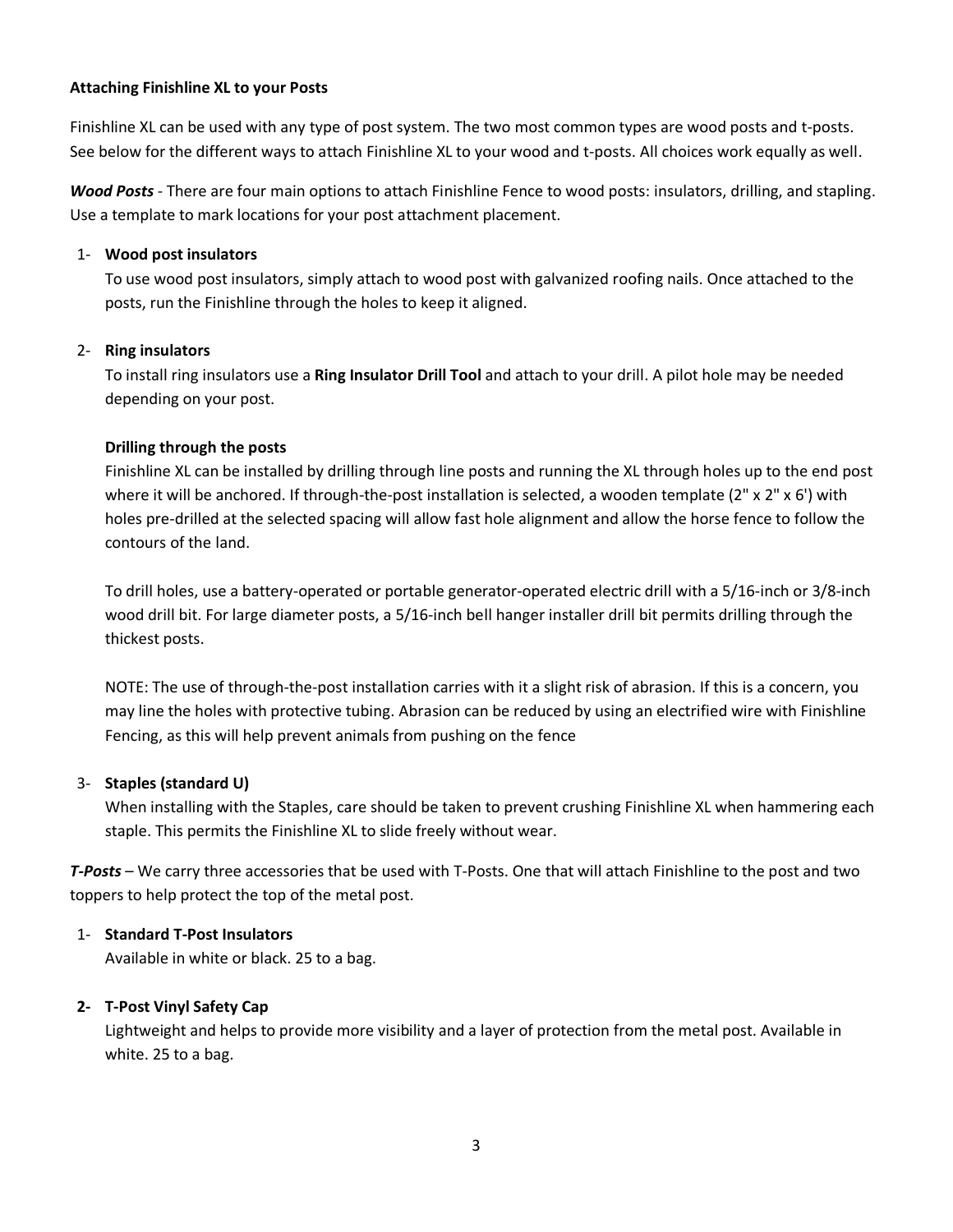**Attaching Finishline XL to your Posts**

Finishline XL can be used with any type of post system. The two most common types are wood posts and t-posts. See below for the different ways to attach Finishline XL to your wood and t-posts. All choices work equally as well.

***Wood Posts*** - There are four main options to attach Finishline Fence to wood posts: insulators, drilling, and stapling. Use a template to mark locations for your post attachment placement.

1- **Wood post insulators**

   To use wood post insulators, simply attach to wood post with galvanized roofing nails. Once attached to the posts, run the Finishline through the holes to keep it aligned.

2- **Ring insulators**

   To install ring insulators use a **Ring Insulator Drill Tool** and attach to your drill. A pilot hole may be needed depending on your post.

   **Drilling through the posts**

   Finishline XL can be installed by drilling through line posts and running the XL through holes up to the end post where it will be anchored. If through-the-post installation is selected, a wooden template (2" x 2" x 6') with holes pre-drilled at the selected spacing will allow fast hole alignment and allow the horse fence to follow the contours of the land.

   To drill holes, use a battery-operated or portable generator-operated electric drill with a 5/16-inch or 3/8-inch wood drill bit. For large diameter posts, a 5/16-inch bell hanger installer drill bit permits drilling through the thickest posts.

   NOTE: The use of through-the-post installation carries with it a slight risk of abrasion. If this is a concern, you may line the holes with protective tubing. Abrasion can be reduced by using an electrified wire with Finishline Fencing, as this will help prevent animals from pushing on the fence

3- **Staples (standard U)**

   When installing with the Staples, care should be taken to prevent crushing Finishline XL when hammering each staple. This permits the Finishline XL to slide freely without wear.

***T-Posts*** – We carry three accessories that be used with T-Posts. One that will attach Finishline to the post and two toppers to help protect the top of the metal post.

1- **Standard T-Post Insulators**

   Available in white or black. 25 to a bag.

**2- T-Post Vinyl Safety Cap**

   Lightweight and helps to provide more visibility and a layer of protection from the metal post. Available in white. 25 to a bag.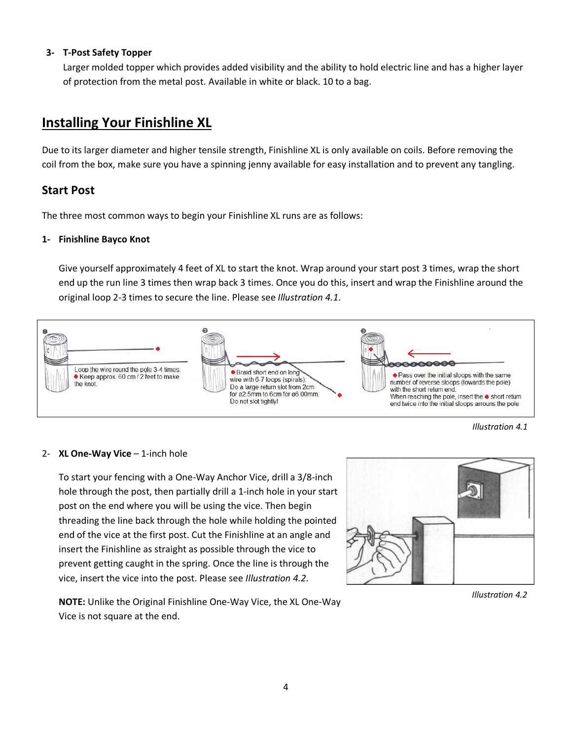**3- T-Post Safety Topper**

Larger molded topper which provides added visibility and the ability to hold electric line and has a higher layer of protection from the metal post. Available in white or black. 10 to a bag.

## Installing Your Finishline XL

Due to its larger diameter and higher tensile strength, Finishline XL is only available on coils. Before removing the coil from the box, make sure you have a spinning jenny available for easy installation and to prevent any tangling.

### Start Post

The three most common ways to begin your Finishline XL runs are as follows:

**1- Finishline Bayco Knot**

Give yourself approximately 4 feet of XL to start the knot. Wrap around your start post 3 times, wrap the short end up the run line 3 times then wrap back 3 times. Once you do this, insert and wrap the Finishline around the original loop 2-3 times to secure the line. Please see *Illustration 4.1*.

1. Loop the wire round the pole 3-4 times. Keep approx. 60 cm / 2 feet to make the knot.
2. Braid short end on long wire with 6-7 loops (spirals). Do a large return slot from 2cm for ø2.5mm to 6cm for ø6.00mm. Do not slot tightly!
3. Pass over the initial sloops with the same number of reverse sloops (towards the pole) with the short return end. When reaching the pole, insert the short return end twice into the initial sloops arrouns the pole

*Illustration 4.1*

2- **XL One-Way Vice** – 1-inch hole

To start your fencing with a One-Way Anchor Vice, drill a 3/8-inch hole through the post, then partially drill a 1-inch hole in your start post on the end where you will be using the vice. Then begin threading the line back through the hole while holding the pointed end of the vice at the first post. Cut the Finishline at an angle and insert the Finishline as straight as possible through the vice to prevent getting caught in the spring. Once the line is through the vice, insert the vice into the post. Please see *Illustration 4.2*.

*Illustration 4.2*

**NOTE:** Unlike the Original Finishline One-Way Vice, the XL One-Way Vice is not square at the end.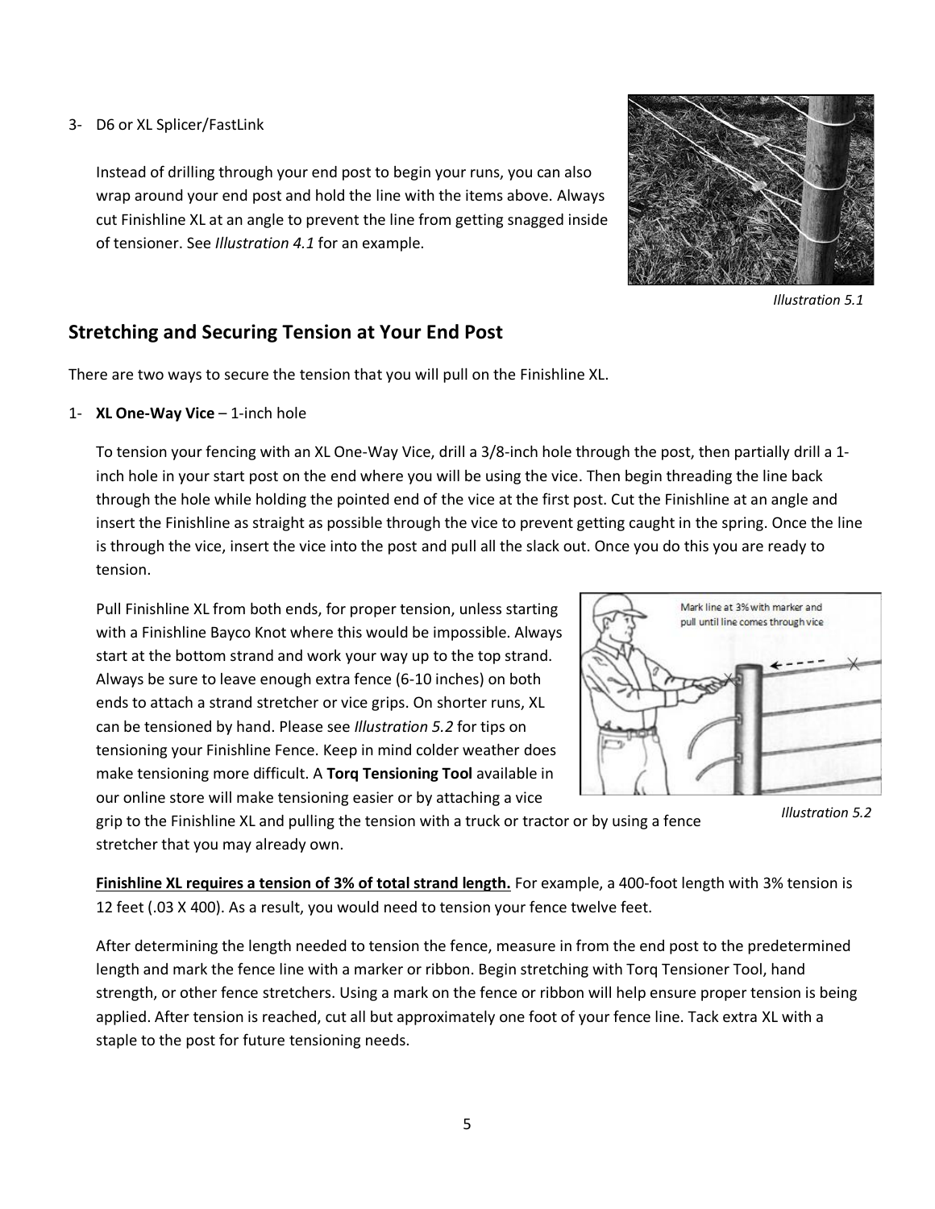3- D6 or XL Splicer/FastLink

Instead of drilling through your end post to begin your runs, you can also wrap around your end post and hold the line with the items above. Always cut Finishline XL at an angle to prevent the line from getting snagged inside of tensioner. See *Illustration 4.1* for an example.

*Illustration 5.1*

## Stretching and Securing Tension at Your End Post

There are two ways to secure the tension that you will pull on the Finishline XL.

1- **XL One-Way Vice** – 1-inch hole

To tension your fencing with an XL One-Way Vice, drill a 3/8-inch hole through the post, then partially drill a 1-inch hole in your start post on the end where you will be using the vice. Then begin threading the line back through the hole while holding the pointed end of the vice at the first post. Cut the Finishline at an angle and insert the Finishline as straight as possible through the vice to prevent getting caught in the spring. Once the line is through the vice, insert the vice into the post and pull all the slack out. Once you do this you are ready to tension.

Pull Finishline XL from both ends, for proper tension, unless starting with a Finishline Bayco Knot where this would be impossible. Always start at the bottom strand and work your way up to the top strand. Always be sure to leave enough extra fence (6-10 inches) on both ends to attach a strand stretcher or vice grips. On shorter runs, XL can be tensioned by hand. Please see *Illustration 5.2* for tips on tensioning your Finishline Fence. Keep in mind colder weather does make tensioning more difficult. A **Torq Tensioning Tool** available in our online store will make tensioning easier or by attaching a vice grip to the Finishline XL and pulling the tension with a truck or tractor or by using a fence stretcher that you may already own.

Mark line at 3% with marker and pull until line comes through vice

*Illustration 5.2*

**<u>Finishline XL requires a tension of 3% of total strand length.</u>** For example, a 400-foot length with 3% tension is 12 feet (.03 X 400). As a result, you would need to tension your fence twelve feet.

After determining the length needed to tension the fence, measure in from the end post to the predetermined length and mark the fence line with a marker or ribbon. Begin stretching with Torq Tensioner Tool, hand strength, or other fence stretchers. Using a mark on the fence or ribbon will help ensure proper tension is being applied. After tension is reached, cut all but approximately one foot of your fence line. Tack extra XL with a staple to the post for future tensioning needs.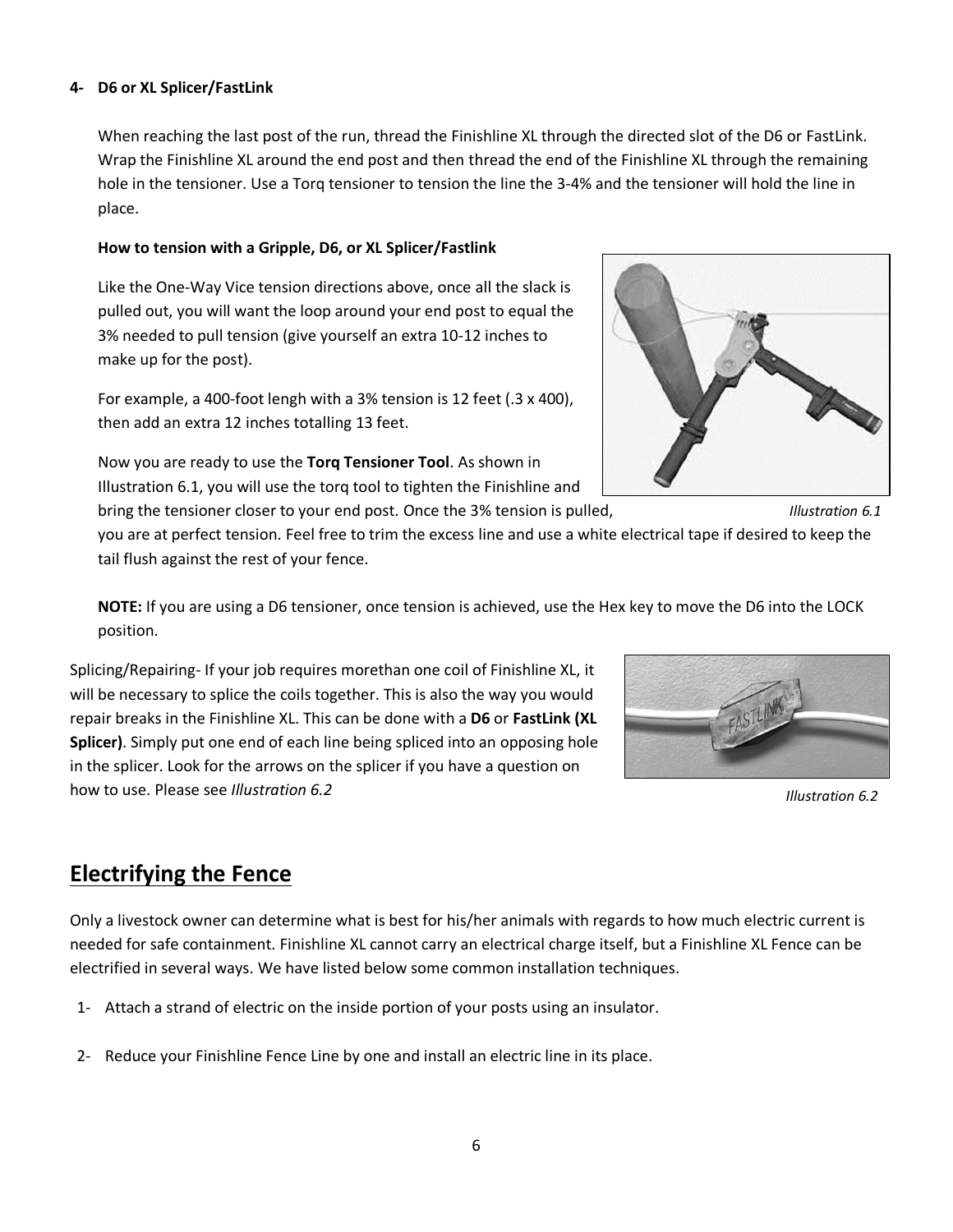**4- D6 or XL Splicer/FastLink**

When reaching the last post of the run, thread the Finishline XL through the directed slot of the D6 or FastLink. Wrap the Finishline XL around the end post and then thread the end of the Finishline XL through the remaining hole in the tensioner. Use a Torq tensioner to tension the line the 3-4% and the tensioner will hold the line in place.

**How to tension with a Gripple, D6, or XL Splicer/Fastlink**

Like the One-Way Vice tension directions above, once all the slack is pulled out, you will want the loop around your end post to equal the 3% needed to pull tension (give yourself an extra 10-12 inches to make up for the post).

For example, a 400-foot lengh with a 3% tension is 12 feet (.3 x 400), then add an extra 12 inches totalling 13 feet.

Now you are ready to use the **Torq Tensioner Tool**. As shown in Illustration 6.1, you will use the torq tool to tighten the Finishline and bring the tensioner closer to your end post. Once the 3% tension is pulled, you are at perfect tension. Feel free to trim the excess line and use a white electrical tape if desired to keep the tail flush against the rest of your fence.

*Illustration 6.1*

**NOTE:** If you are using a D6 tensioner, once tension is achieved, use the Hex key to move the D6 into the LOCK position.

Splicing/Repairing- If your job requires morethan one coil of Finishline XL, it will be necessary to splice the coils together. This is also the way you would repair breaks in the Finishline XL. This can be done with a **D6** or **FastLink (XL Splicer)**. Simply put one end of each line being spliced into an opposing hole in the splicer. Look for the arrows on the splicer if you have a question on how to use. Please see *Illustration 6.2*

*Illustration 6.2*

## Electrifying the Fence

Only a livestock owner can determine what is best for his/her animals with regards to how much electric current is needed for safe containment. Finishline XL cannot carry an electrical charge itself, but a Finishline XL Fence can be electrified in several ways. We have listed below some common installation techniques.

1- Attach a strand of electric on the inside portion of your posts using an insulator.

2- Reduce your Finishline Fence Line by one and install an electric line in its place.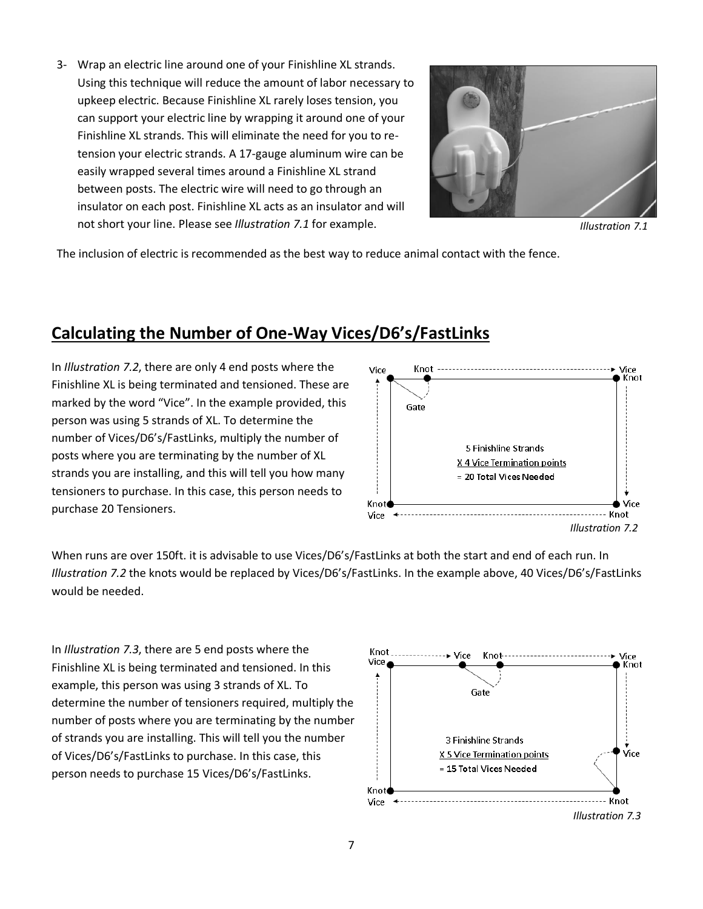3- Wrap an electric line around one of your Finishline XL strands. Using this technique will reduce the amount of labor necessary to upkeep electric. Because Finishline XL rarely loses tension, you can support your electric line by wrapping it around one of your Finishline XL strands. This will eliminate the need for you to re-tension your electric strands. A 17-gauge aluminum wire can be easily wrapped several times around a Finishline XL strand between posts. The electric wire will need to go through an insulator on each post. Finishline XL acts as an insulator and will not short your line. Please see *Illustration 7.1* for example.

*Illustration 7.1*

The inclusion of electric is recommended as the best way to reduce animal contact with the fence.

## Calculating the Number of One-Way Vices/D6's/FastLinks

In *Illustration 7.2*, there are only 4 end posts where the Finishline XL is being terminated and tensioned. These are marked by the word "Vice". In the example provided, this person was using 5 strands of XL. To determine the number of Vices/D6's/FastLinks, multiply the number of posts where you are terminating by the number of XL strands you are installing, and this will tell you how many tensioners to purchase. In this case, this person needs to purchase 20 Tensioners.

*Illustration 7.2*

When runs are over 150ft. it is advisable to use Vices/D6's/FastLinks at both the start and end of each run. In *Illustration 7.2* the knots would be replaced by Vices/D6's/FastLinks. In the example above, 40 Vices/D6's/FastLinks would be needed.

In *Illustration 7.3*, there are 5 end posts where the Finishline XL is being terminated and tensioned. In this example, this person was using 3 strands of XL. To determine the number of tensioners required, multiply the number of posts where you are terminating by the number of strands you are installing. This will tell you the number of Vices/D6's/FastLinks to purchase. In this case, this person needs to purchase 15 Vices/D6's/FastLinks.

*Illustration 7.3*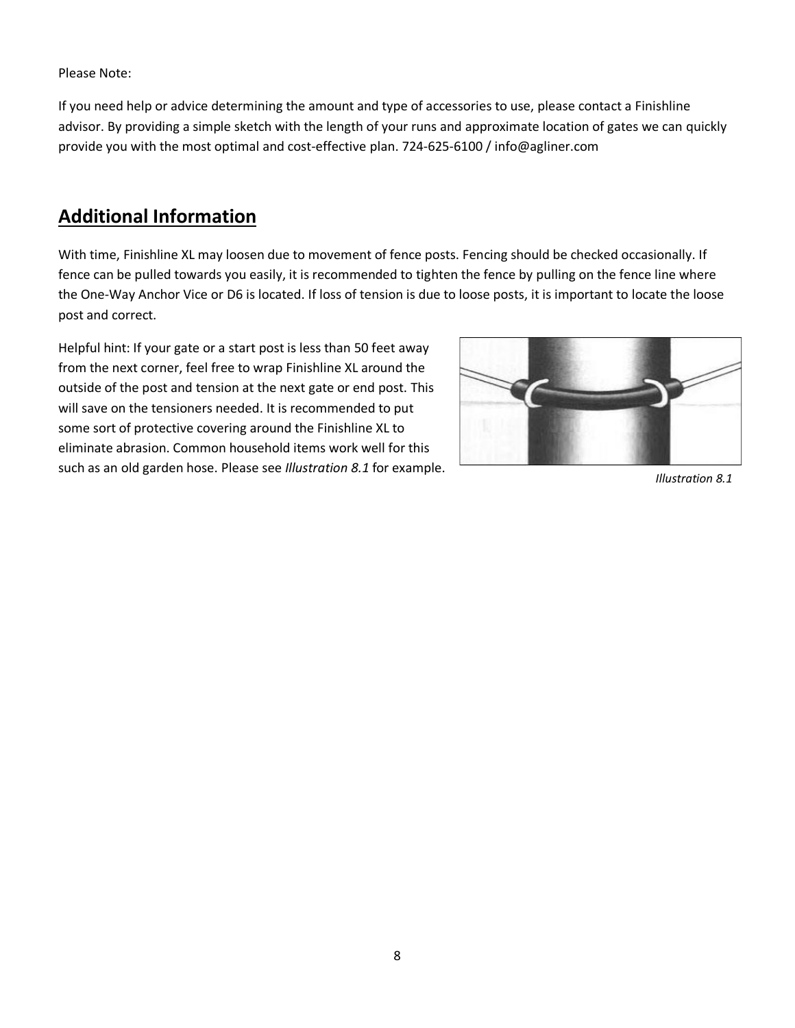Please Note:

If you need help or advice determining the amount and type of accessories to use, please contact a Finishline advisor. By providing a simple sketch with the length of your runs and approximate location of gates we can quickly provide you with the most optimal and cost-effective plan. 724-625-6100 / info@agliner.com

## Additional Information

With time, Finishline XL may loosen due to movement of fence posts. Fencing should be checked occasionally. If fence can be pulled towards you easily, it is recommended to tighten the fence by pulling on the fence line where the One-Way Anchor Vice or D6 is located. If loss of tension is due to loose posts, it is important to locate the loose post and correct.

Helpful hint: If your gate or a start post is less than 50 feet away from the next corner, feel free to wrap Finishline XL around the outside of the post and tension at the next gate or end post. This will save on the tensioners needed. It is recommended to put some sort of protective covering around the Finishline XL to eliminate abrasion. Common household items work well for this such as an old garden hose. Please see *Illustration 8.1* for example.

*Illustration 8.1*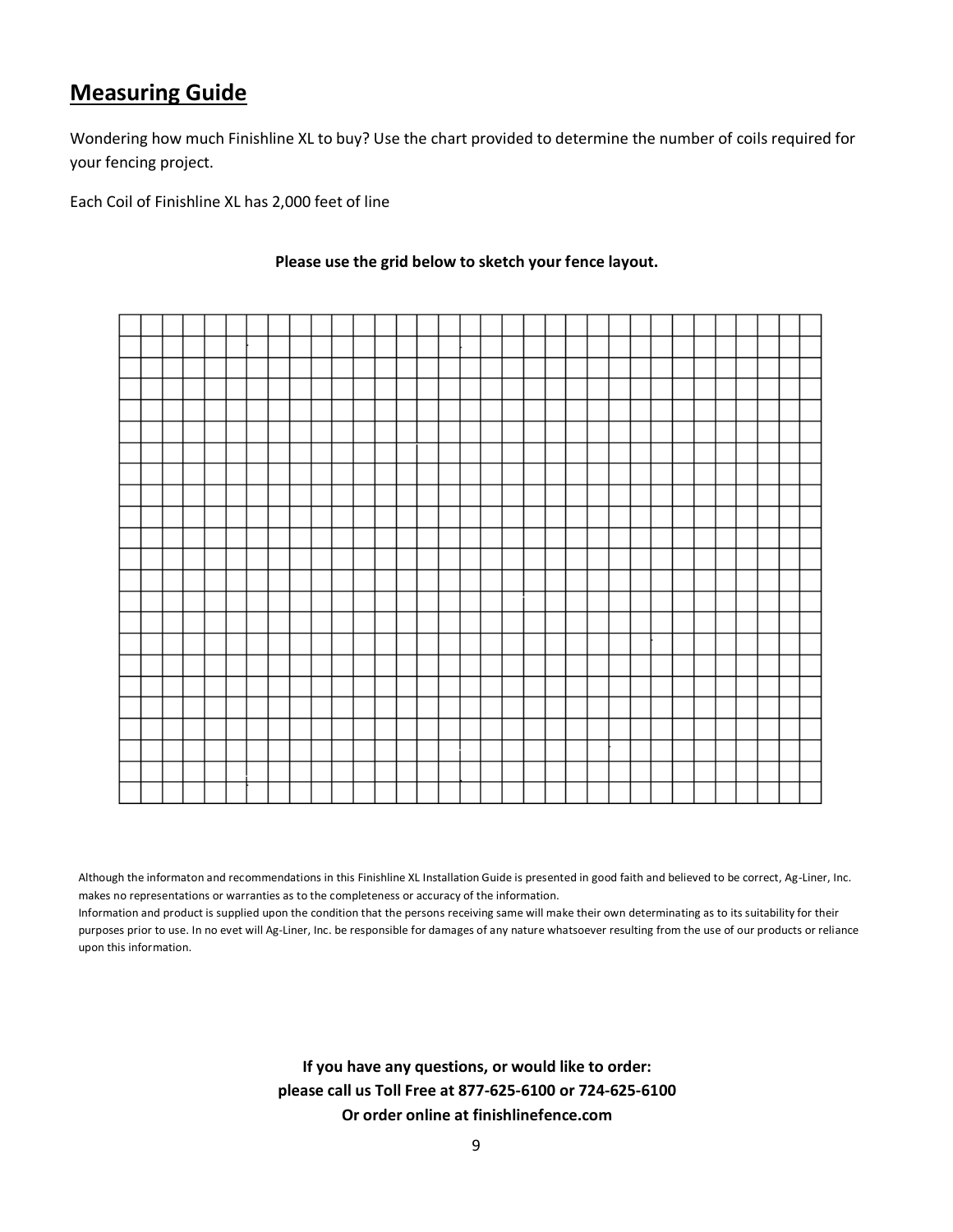## Measuring Guide

Wondering how much Finishline XL to buy? Use the chart provided to determine the number of coils required for your fencing project.

Each Coil of Finishline XL has 2,000 feet of line

**Please use the grid below to sketch your fence layout.**

Although the informaton and recommendations in this Finishline XL Installation Guide is presented in good faith and believed to be correct, Ag-Liner, Inc. makes no representations or warranties as to the completeness or accuracy of the information.
Information and product is supplied upon the condition that the persons receiving same will make their own determinating as to its suitability for their purposes prior to use. In no evet will Ag-Liner, Inc. be responsible for damages of any nature whatsoever resulting from the use of our products or reliance upon this information.

**If you have any questions, or would like to order:**
**please call us Toll Free at 877-625-6100 or 724-625-6100**
**Or order online at finishlinefence.com**